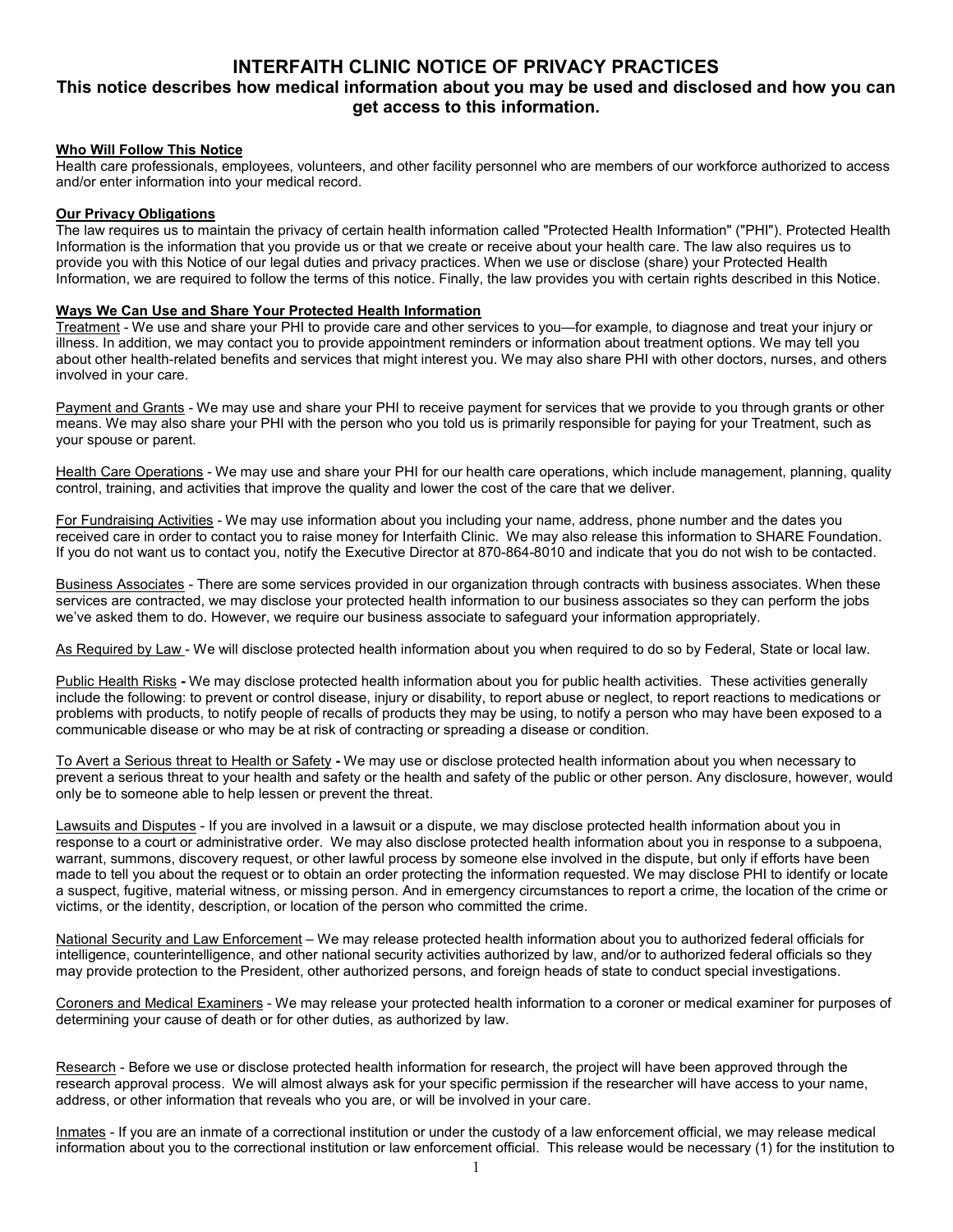# INTERFAITH CLINIC NOTICE OF PRIVACY PRACTICES

## This notice describes how medical information about you may be used and disclosed and how you can get access to this information.

**Who Will Follow This Notice**

Health care professionals, employees, volunteers, and other facility personnel who are members of our workforce authorized to access and/or enter information into your medical record.

**Our Privacy Obligations**

The law requires us to maintain the privacy of certain health information called "Protected Health Information" ("PHI"). Protected Health Information is the information that you provide us or that we create or receive about your health care. The law also requires us to provide you with this Notice of our legal duties and privacy practices. When we use or disclose (share) your Protected Health Information, we are required to follow the terms of this notice. Finally, the law provides you with certain rights described in this Notice.

**Ways We Can Use and Share Your Protected Health Information**

Treatment - We use and share your PHI to provide care and other services to you—for example, to diagnose and treat your injury or illness. In addition, we may contact you to provide appointment reminders or information about treatment options. We may tell you about other health-related benefits and services that might interest you. We may also share PHI with other doctors, nurses, and others involved in your care.

Payment and Grants - We may use and share your PHI to receive payment for services that we provide to you through grants or other means. We may also share your PHI with the person who you told us is primarily responsible for paying for your Treatment, such as your spouse or parent.

Health Care Operations - We may use and share your PHI for our health care operations, which include management, planning, quality control, training, and activities that improve the quality and lower the cost of the care that we deliver.

For Fundraising Activities - We may use information about you including your name, address, phone number and the dates you received care in order to contact you to raise money for Interfaith Clinic. We may also release this information to SHARE Foundation. If you do not want us to contact you, notify the Executive Director at 870-864-8010 and indicate that you do not wish to be contacted.

Business Associates - There are some services provided in our organization through contracts with business associates. When these services are contracted, we may disclose your protected health information to our business associates so they can perform the jobs we've asked them to do. However, we require our business associate to safeguard your information appropriately.

As Required by Law - We will disclose protected health information about you when required to do so by Federal, State or local law.

Public Health Risks **-** We may disclose protected health information about you for public health activities. These activities generally include the following: to prevent or control disease, injury or disability, to report abuse or neglect, to report reactions to medications or problems with products, to notify people of recalls of products they may be using, to notify a person who may have been exposed to a communicable disease or who may be at risk of contracting or spreading a disease or condition.

To Avert a Serious threat to Health or Safety **-** We may use or disclose protected health information about you when necessary to prevent a serious threat to your health and safety or the health and safety of the public or other person. Any disclosure, however, would only be to someone able to help lessen or prevent the threat.

Lawsuits and Disputes - If you are involved in a lawsuit or a dispute, we may disclose protected health information about you in response to a court or administrative order. We may also disclose protected health information about you in response to a subpoena, warrant, summons, discovery request, or other lawful process by someone else involved in the dispute, but only if efforts have been made to tell you about the request or to obtain an order protecting the information requested. We may disclose PHI to identify or locate a suspect, fugitive, material witness, or missing person. And in emergency circumstances to report a crime, the location of the crime or victims, or the identity, description, or location of the person who committed the crime.

National Security and Law Enforcement – We may release protected health information about you to authorized federal officials for intelligence, counterintelligence, and other national security activities authorized by law, and/or to authorized federal officials so they may provide protection to the President, other authorized persons, and foreign heads of state to conduct special investigations.

Coroners and Medical Examiners - We may release your protected health information to a coroner or medical examiner for purposes of determining your cause of death or for other duties, as authorized by law.

Research - Before we use or disclose protected health information for research, the project will have been approved through the research approval process. We will almost always ask for your specific permission if the researcher will have access to your name, address, or other information that reveals who you are, or will be involved in your care.

Inmates - If you are an inmate of a correctional institution or under the custody of a law enforcement official, we may release medical information about you to the correctional institution or law enforcement official. This release would be necessary (1) for the institution to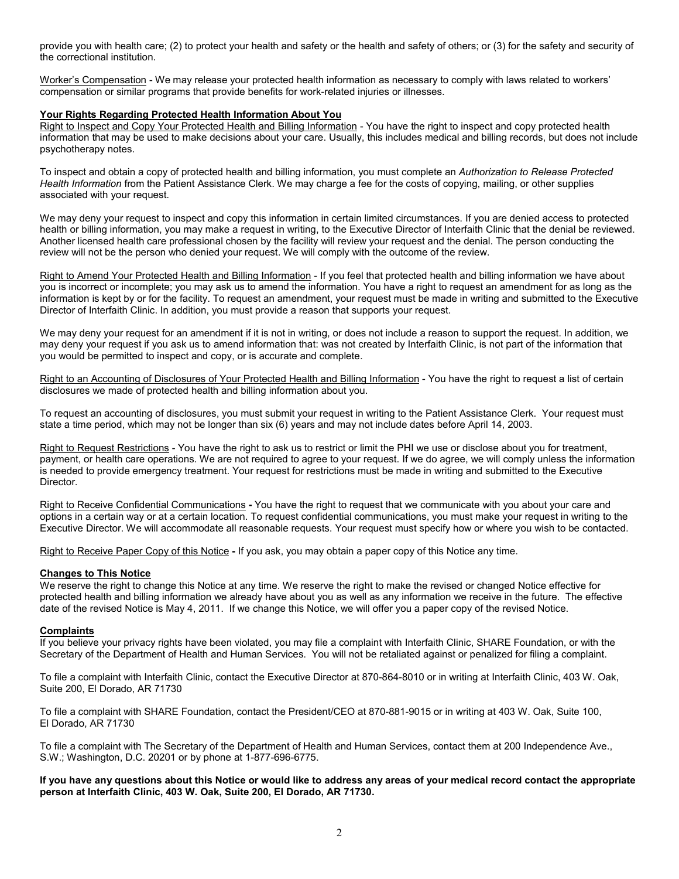provide you with health care; (2) to protect your health and safety or the health and safety of others; or (3) for the safety and security of the correctional institution.

Worker's Compensation - We may release your protected health information as necessary to comply with laws related to workers' compensation or similar programs that provide benefits for work-related injuries or illnesses.

**Your Rights Regarding Protected Health Information About You**

Right to Inspect and Copy Your Protected Health and Billing Information - You have the right to inspect and copy protected health information that may be used to make decisions about your care. Usually, this includes medical and billing records, but does not include psychotherapy notes.

To inspect and obtain a copy of protected health and billing information, you must complete an *Authorization to Release Protected Health Information* from the Patient Assistance Clerk. We may charge a fee for the costs of copying, mailing, or other supplies associated with your request.

We may deny your request to inspect and copy this information in certain limited circumstances. If you are denied access to protected health or billing information, you may make a request in writing, to the Executive Director of Interfaith Clinic that the denial be reviewed. Another licensed health care professional chosen by the facility will review your request and the denial. The person conducting the review will not be the person who denied your request. We will comply with the outcome of the review.

Right to Amend Your Protected Health and Billing Information - If you feel that protected health and billing information we have about you is incorrect or incomplete; you may ask us to amend the information. You have a right to request an amendment for as long as the information is kept by or for the facility. To request an amendment, your request must be made in writing and submitted to the Executive Director of Interfaith Clinic. In addition, you must provide a reason that supports your request.

We may deny your request for an amendment if it is not in writing, or does not include a reason to support the request. In addition, we may deny your request if you ask us to amend information that: was not created by Interfaith Clinic, is not part of the information that you would be permitted to inspect and copy, or is accurate and complete.

Right to an Accounting of Disclosures of Your Protected Health and Billing Information - You have the right to request a list of certain disclosures we made of protected health and billing information about you.

To request an accounting of disclosures, you must submit your request in writing to the Patient Assistance Clerk. Your request must state a time period, which may not be longer than six (6) years and may not include dates before April 14, 2003.

Right to Request Restrictions - You have the right to ask us to restrict or limit the PHI we use or disclose about you for treatment, payment, or health care operations. We are not required to agree to your request. If we do agree, we will comply unless the information is needed to provide emergency treatment. Your request for restrictions must be made in writing and submitted to the Executive Director.

Right to Receive Confidential Communications **-** You have the right to request that we communicate with you about your care and options in a certain way or at a certain location. To request confidential communications, you must make your request in writing to the Executive Director. We will accommodate all reasonable requests. Your request must specify how or where you wish to be contacted.

Right to Receive Paper Copy of this Notice **-** If you ask, you may obtain a paper copy of this Notice any time.

**Changes to This Notice**

We reserve the right to change this Notice at any time. We reserve the right to make the revised or changed Notice effective for protected health and billing information we already have about you as well as any information we receive in the future. The effective date of the revised Notice is May 4, 2011. If we change this Notice, we will offer you a paper copy of the revised Notice.

**Complaints**

If you believe your privacy rights have been violated, you may file a complaint with Interfaith Clinic, SHARE Foundation, or with the Secretary of the Department of Health and Human Services. You will not be retaliated against or penalized for filing a complaint.

To file a complaint with Interfaith Clinic, contact the Executive Director at 870-864-8010 or in writing at Interfaith Clinic, 403 W. Oak, Suite 200, El Dorado, AR 71730

To file a complaint with SHARE Foundation, contact the President/CEO at 870-881-9015 or in writing at 403 W. Oak, Suite 100, El Dorado, AR 71730

To file a complaint with The Secretary of the Department of Health and Human Services, contact them at 200 Independence Ave., S.W.; Washington, D.C. 20201 or by phone at 1-877-696-6775.

**If you have any questions about this Notice or would like to address any areas of your medical record contact the appropriate person at Interfaith Clinic, 403 W. Oak, Suite 200, El Dorado, AR 71730.**